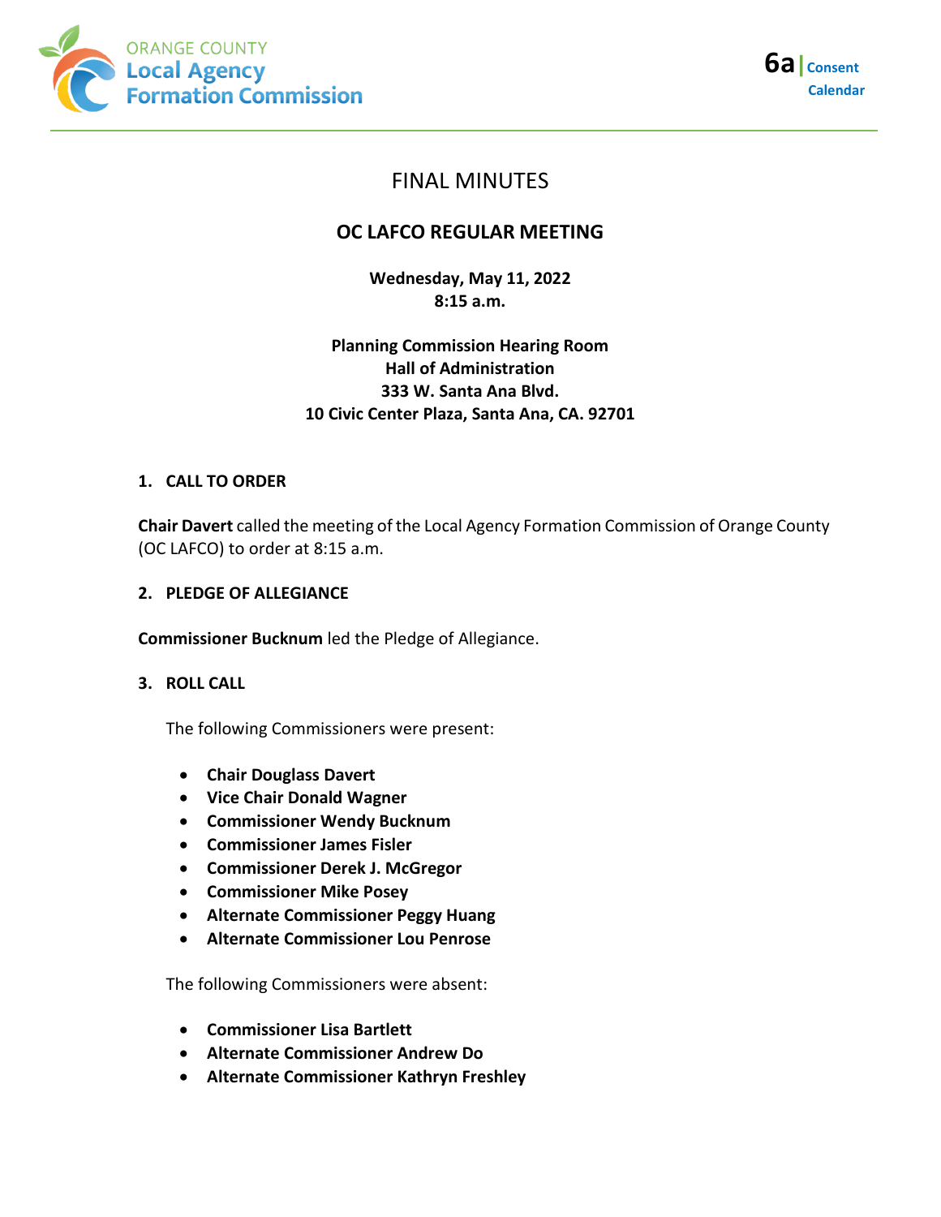ORANGE COUNTY
Local Agency
Formation Commission

**6a** | Consent Calendar

# FINAL MINUTES

## OC LAFCO REGULAR MEETING

**Wednesday, May 11, 2022**
**8:15 a.m.**

**Planning Commission Hearing Room**
**Hall of Administration**
**333 W. Santa Ana Blvd.**
**10 Civic Center Plaza, Santa Ana, CA. 92701**

### 1. CALL TO ORDER

**Chair Davert** called the meeting of the Local Agency Formation Commission of Orange County (OC LAFCO) to order at 8:15 a.m.

### 2. PLEDGE OF ALLEGIANCE

**Commissioner Bucknum** led the Pledge of Allegiance.

### 3. ROLL CALL

The following Commissioners were present:

- **Chair Douglass Davert**
- **Vice Chair Donald Wagner**
- **Commissioner Wendy Bucknum**
- **Commissioner James Fisler**
- **Commissioner Derek J. McGregor**
- **Commissioner Mike Posey**
- **Alternate Commissioner Peggy Huang**
- **Alternate Commissioner Lou Penrose**

The following Commissioners were absent:

- **Commissioner Lisa Bartlett**
- **Alternate Commissioner Andrew Do**
- **Alternate Commissioner Kathryn Freshley**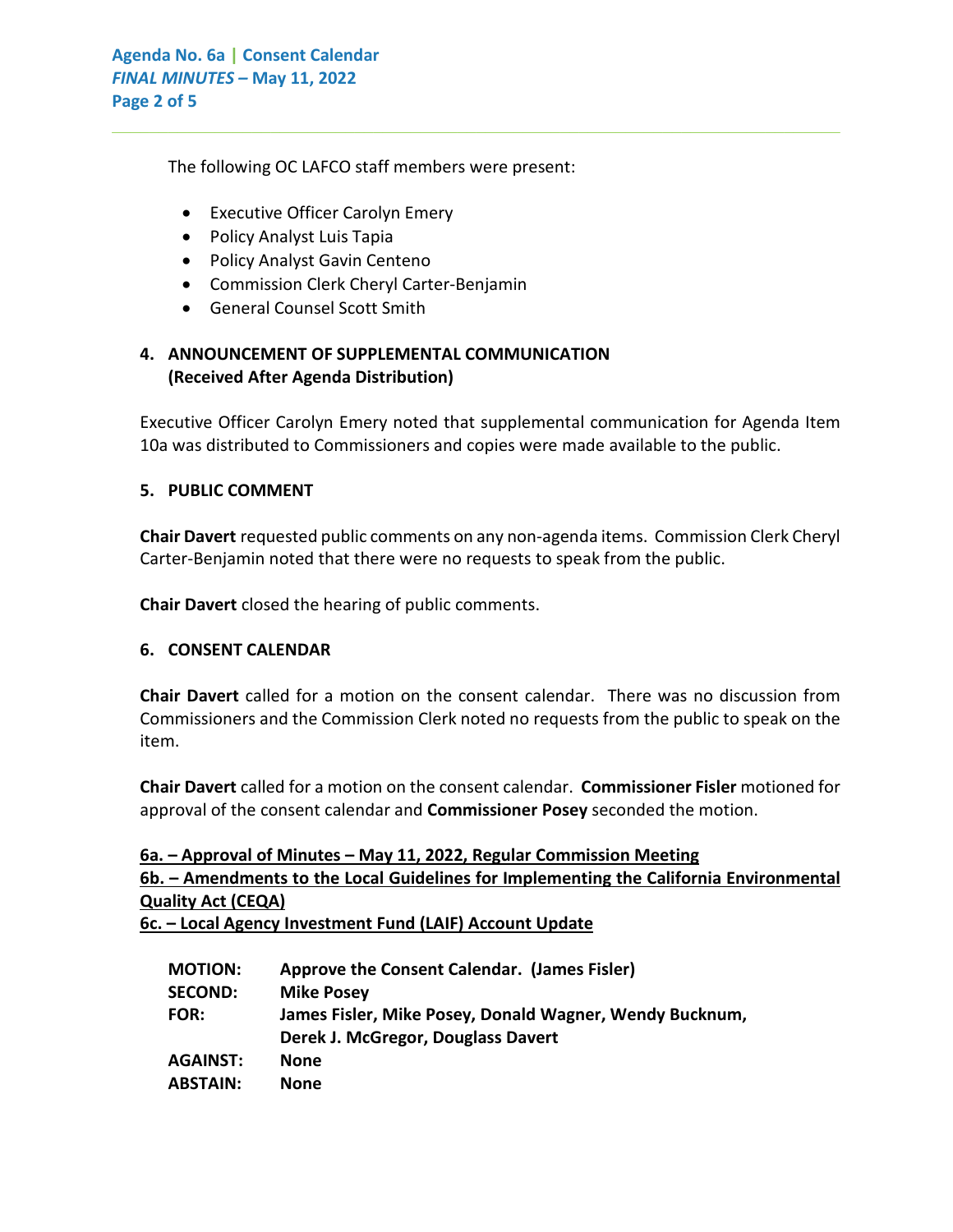The following OC LAFCO staff members were present:

- Executive Officer Carolyn Emery
- Policy Analyst Luis Tapia
- Policy Analyst Gavin Centeno
- Commission Clerk Cheryl Carter-Benjamin
- General Counsel Scott Smith

## 4. ANNOUNCEMENT OF SUPPLEMENTAL COMMUNICATION (Received After Agenda Distribution)

Executive Officer Carolyn Emery noted that supplemental communication for Agenda Item 10a was distributed to Commissioners and copies were made available to the public.

## 5. PUBLIC COMMENT

**Chair Davert** requested public comments on any non-agenda items. Commission Clerk Cheryl Carter-Benjamin noted that there were no requests to speak from the public.

**Chair Davert** closed the hearing of public comments.

## 6. CONSENT CALENDAR

**Chair Davert** called for a motion on the consent calendar. There was no discussion from Commissioners and the Commission Clerk noted no requests from the public to speak on the item.

**Chair Davert** called for a motion on the consent calendar. **Commissioner Fisler** motioned for approval of the consent calendar and **Commissioner Posey** seconded the motion.

**6a. – Approval of Minutes – May 11, 2022, Regular Commission Meeting**
**6b. – Amendments to the Local Guidelines for Implementing the California Environmental Quality Act (CEQA)**
**6c. – Local Agency Investment Fund (LAIF) Account Update**

| | |
|---|---|
| **MOTION:** | **Approve the Consent Calendar. (James Fisler)** |
| **SECOND:** | **Mike Posey** |
| **FOR:** | **James Fisler, Mike Posey, Donald Wagner, Wendy Bucknum, Derek J. McGregor, Douglass Davert** |
| **AGAINST:** | **None** |
| **ABSTAIN:** | **None** |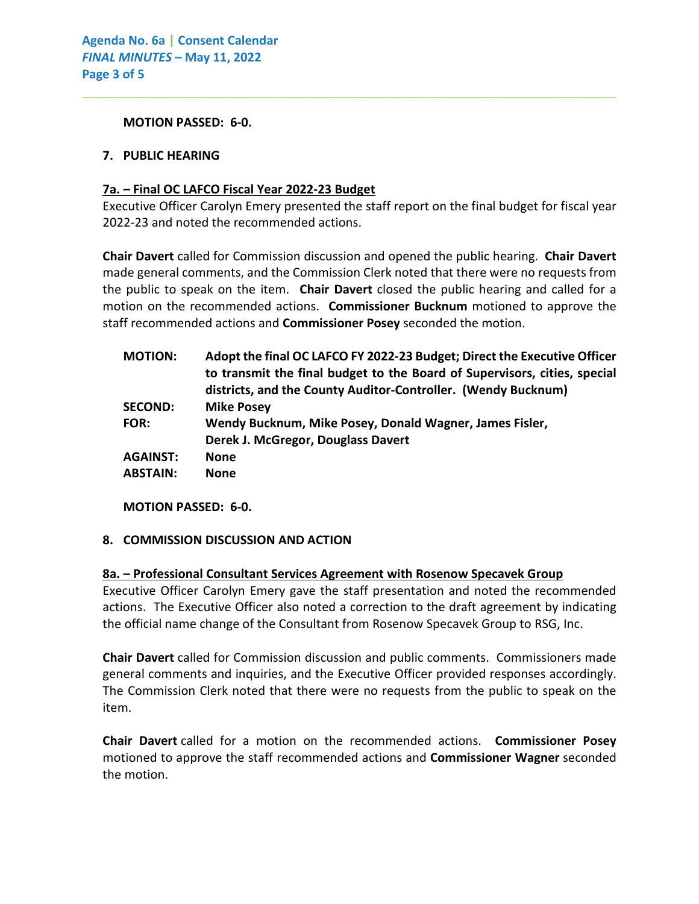**MOTION PASSED: 6-0.**

## 7. PUBLIC HEARING

### 7a. – Final OC LAFCO Fiscal Year 2022-23 Budget

Executive Officer Carolyn Emery presented the staff report on the final budget for fiscal year 2022-23 and noted the recommended actions.

**Chair Davert** called for Commission discussion and opened the public hearing. **Chair Davert** made general comments, and the Commission Clerk noted that there were no requests from the public to speak on the item. **Chair Davert** closed the public hearing and called for a motion on the recommended actions. **Commissioner Bucknum** motioned to approve the staff recommended actions and **Commissioner Posey** seconded the motion.

| | |
|---|---|
| **MOTION:** | **Adopt the final OC LAFCO FY 2022-23 Budget; Direct the Executive Officer to transmit the final budget to the Board of Supervisors, cities, special districts, and the County Auditor-Controller. (Wendy Bucknum)** |
| **SECOND:** | **Mike Posey** |
| **FOR:** | **Wendy Bucknum, Mike Posey, Donald Wagner, James Fisler, Derek J. McGregor, Douglass Davert** |
| **AGAINST:** | **None** |
| **ABSTAIN:** | **None** |

**MOTION PASSED: 6-0.**

## 8. COMMISSION DISCUSSION AND ACTION

### 8a. – Professional Consultant Services Agreement with Rosenow Specavek Group

Executive Officer Carolyn Emery gave the staff presentation and noted the recommended actions. The Executive Officer also noted a correction to the draft agreement by indicating the official name change of the Consultant from Rosenow Specavek Group to RSG, Inc.

**Chair Davert** called for Commission discussion and public comments. Commissioners made general comments and inquiries, and the Executive Officer provided responses accordingly. The Commission Clerk noted that there were no requests from the public to speak on the item.

**Chair Davert** called for a motion on the recommended actions. **Commissioner Posey** motioned to approve the staff recommended actions and **Commissioner Wagner** seconded the motion.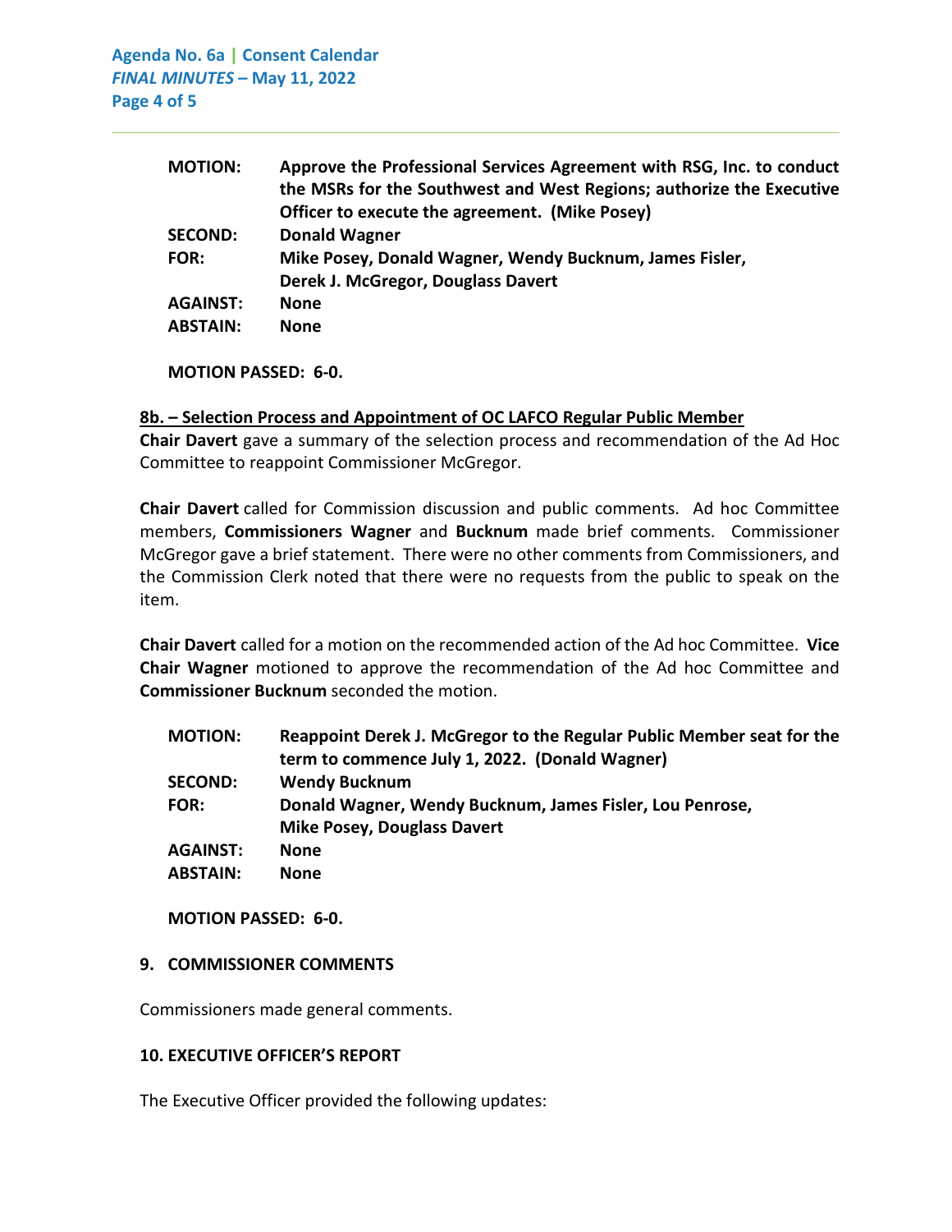**MOTION:** Approve the Professional Services Agreement with RSG, Inc. to conduct the MSRs for the Southwest and West Regions; authorize the Executive Officer to execute the agreement. (Mike Posey)
**SECOND:** Donald Wagner
**FOR:** Mike Posey, Donald Wagner, Wendy Bucknum, James Fisler, Derek J. McGregor, Douglass Davert
**AGAINST:** None
**ABSTAIN:** None

**MOTION PASSED: 6-0.**

**8b. – Selection Process and Appointment of OC LAFCO Regular Public Member**

**Chair Davert** gave a summary of the selection process and recommendation of the Ad Hoc Committee to reappoint Commissioner McGregor.

**Chair Davert** called for Commission discussion and public comments. Ad hoc Committee members, **Commissioners Wagner** and **Bucknum** made brief comments. Commissioner McGregor gave a brief statement. There were no other comments from Commissioners, and the Commission Clerk noted that there were no requests from the public to speak on the item.

**Chair Davert** called for a motion on the recommended action of the Ad hoc Committee. **Vice Chair Wagner** motioned to approve the recommendation of the Ad hoc Committee and **Commissioner Bucknum** seconded the motion.

**MOTION:** Reappoint Derek J. McGregor to the Regular Public Member seat for the term to commence July 1, 2022. (Donald Wagner)
**SECOND:** Wendy Bucknum
**FOR:** Donald Wagner, Wendy Bucknum, James Fisler, Lou Penrose, Mike Posey, Douglass Davert
**AGAINST:** None
**ABSTAIN:** None

**MOTION PASSED: 6-0.**

**9. COMMISSIONER COMMENTS**

Commissioners made general comments.

**10. EXECUTIVE OFFICER'S REPORT**

The Executive Officer provided the following updates: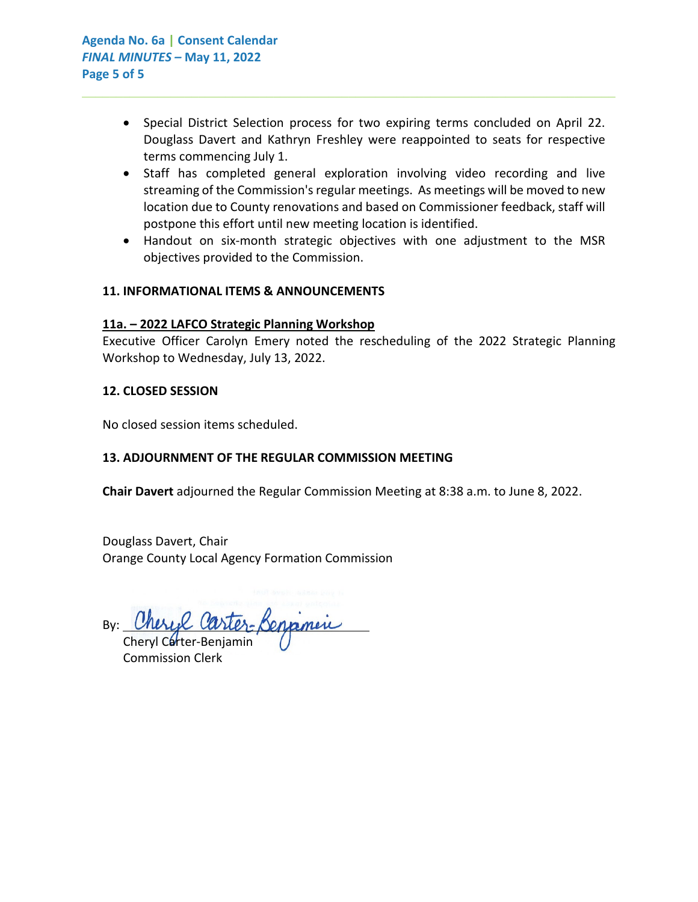- Special District Selection process for two expiring terms concluded on April 22. Douglass Davert and Kathryn Freshley were reappointed to seats for respective terms commencing July 1.
- Staff has completed general exploration involving video recording and live streaming of the Commission's regular meetings. As meetings will be moved to new location due to County renovations and based on Commissioner feedback, staff will postpone this effort until new meeting location is identified.
- Handout on six-month strategic objectives with one adjustment to the MSR objectives provided to the Commission.

## 11. INFORMATIONAL ITEMS & ANNOUNCEMENTS

### 11a. – 2022 LAFCO Strategic Planning Workshop

Executive Officer Carolyn Emery noted the rescheduling of the 2022 Strategic Planning Workshop to Wednesday, July 13, 2022.

## 12. CLOSED SESSION

No closed session items scheduled.

## 13. ADJOURNMENT OF THE REGULAR COMMISSION MEETING

**Chair Davert** adjourned the Regular Commission Meeting at 8:38 a.m. to June 8, 2022.

Douglass Davert, Chair
Orange County Local Agency Formation Commission

By: Cheryl Carter-Benjamin
Cheryl Carter-Benjamin
Commission Clerk